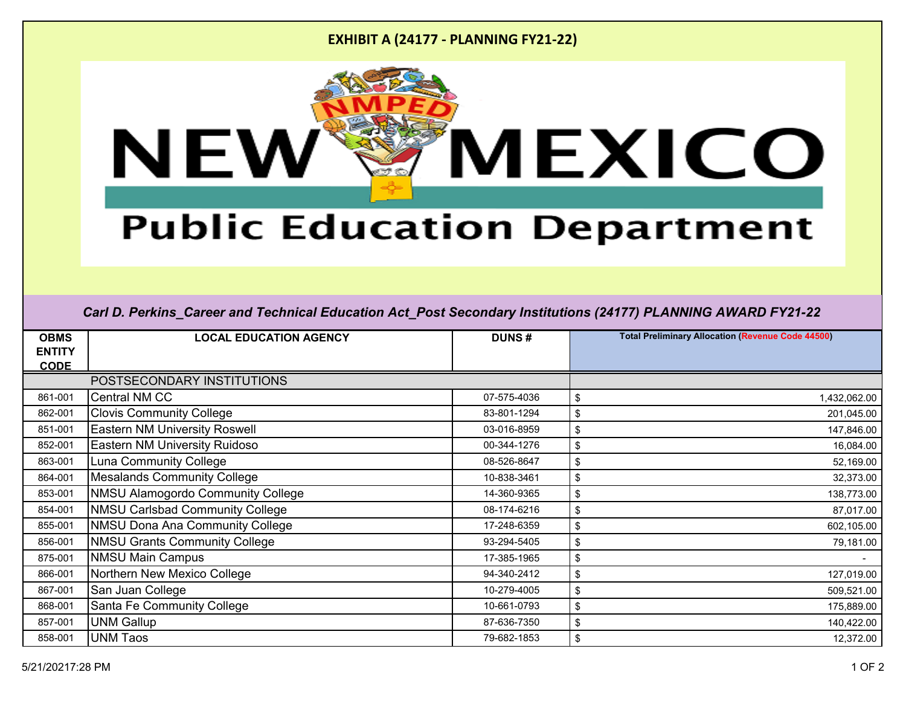# EXHIBIT A (24177 - PLANNING FY21-22)

**NEW MEXICO Public Education Department**

*Carl D. Perkins_Career and Technical Education Act_Post Secondary Institutions (24177) PLANNING AWARD FY21-22*

| OBMS ENTITY CODE | LOCAL EDUCATION AGENCY | DUNS # | Total Preliminary Allocation (Revenue Code 44500) |
|---|---|---|---|
| | POSTSECONDARY INSTITUTIONS | | |
| 861-001 | Central NM CC | 07-575-4036 | $ 1,432,062.00 |
| 862-001 | Clovis Community College | 83-801-1294 | $ 201,045.00 |
| 851-001 | Eastern NM University Roswell | 03-016-8959 | $ 147,846.00 |
| 852-001 | Eastern NM University Ruidoso | 00-344-1276 | $ 16,084.00 |
| 863-001 | Luna Community College | 08-526-8647 | $ 52,169.00 |
| 864-001 | Mesalands Community College | 10-838-3461 | $ 32,373.00 |
| 853-001 | NMSU Alamogordo Community College | 14-360-9365 | $ 138,773.00 |
| 854-001 | NMSU Carlsbad Community College | 08-174-6216 | $ 87,017.00 |
| 855-001 | NMSU Dona Ana Community College | 17-248-6359 | $ 602,105.00 |
| 856-001 | NMSU Grants Community College | 93-294-5405 | $ 79,181.00 |
| 875-001 | NMSU Main Campus | 17-385-1965 | $ - |
| 866-001 | Northern New Mexico College | 94-340-2412 | $ 127,019.00 |
| 867-001 | San Juan College | 10-279-4005 | $ 509,521.00 |
| 868-001 | Santa Fe Community College | 10-661-0793 | $ 175,889.00 |
| 857-001 | UNM Gallup | 87-636-7350 | $ 140,422.00 |
| 858-001 | UNM Taos | 79-682-1853 | $ 12,372.00 |

5/21/20217:28 PM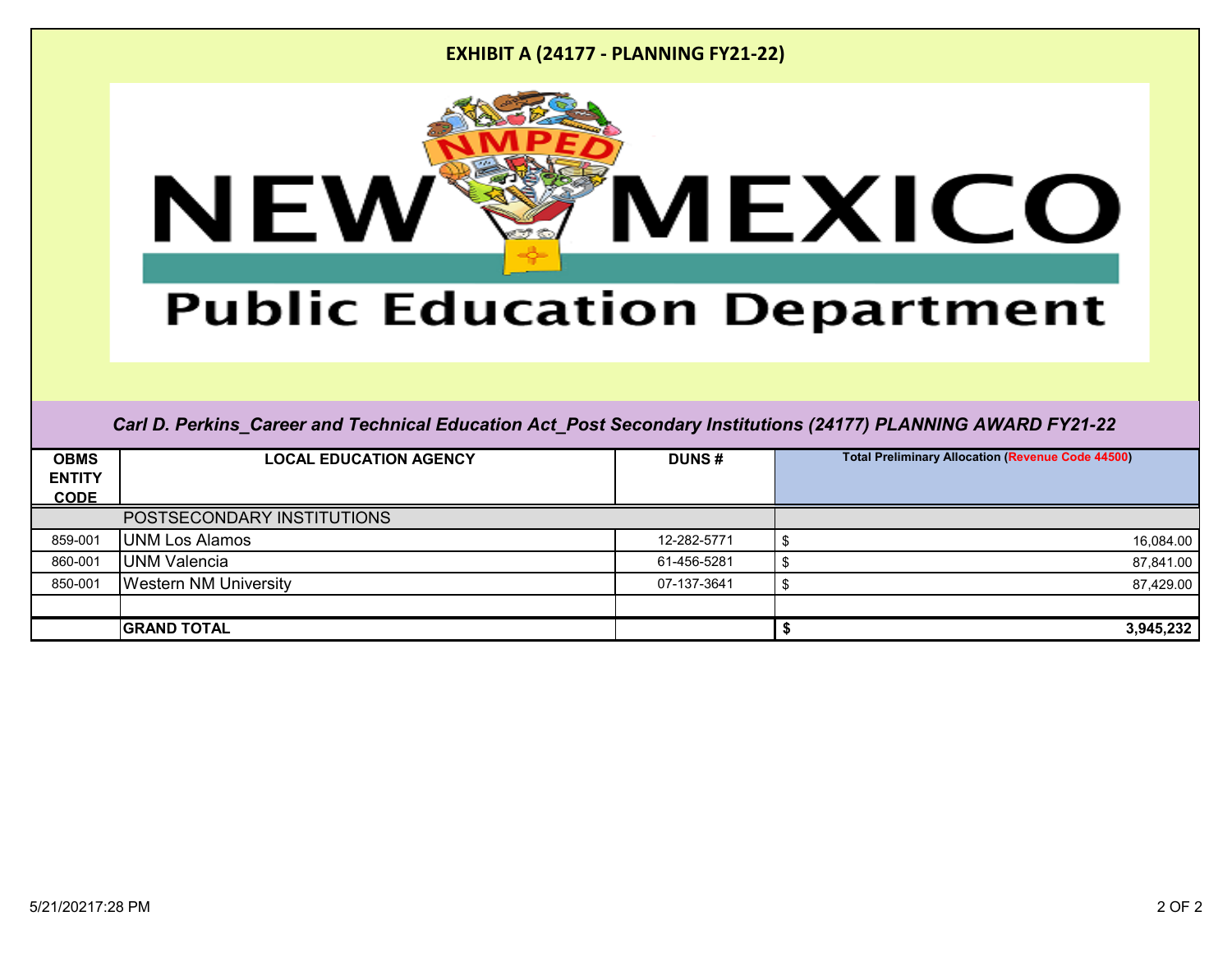# EXHIBIT A (24177 - PLANNING FY21-22)

NEW MEXICO
Public Education Department

*Carl D. Perkins_Career and Technical Education Act_Post Secondary Institutions (24177) PLANNING AWARD FY21-22*

| OBMS ENTITY CODE | LOCAL EDUCATION AGENCY | DUNS # | Total Preliminary Allocation (Revenue Code 44500) |
|---|---|---|---|
| | POSTSECONDARY INSTITUTIONS | | |
| 859-001 | UNM Los Alamos | 12-282-5771 | $ 16,084.00 |
| 860-001 | UNM Valencia | 61-456-5281 | $ 87,841.00 |
| 850-001 | Western NM University | 07-137-3641 | $ 87,429.00 |
| | | | |
| | **GRAND TOTAL** | | **$ 3,945,232** |

5/21/20217:28 PM